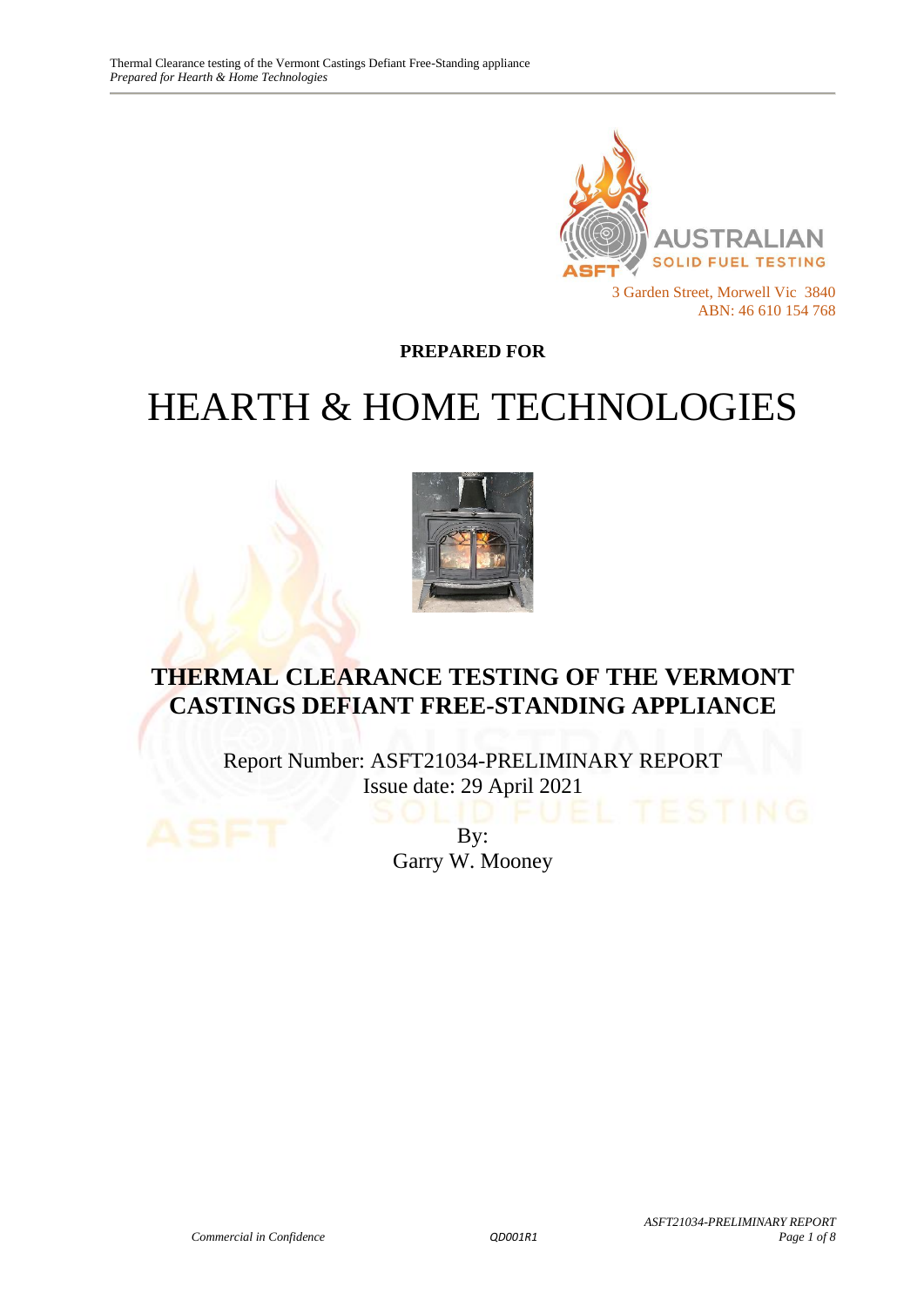AUSTRALIAN SOLID FUEL TESTING

3 Garden Street, Morwell Vic 3840
ABN: 46 610 154 768

**PREPARED FOR**

# HEARTH & HOME TECHNOLOGIES

## THERMAL CLEARANCE TESTING OF THE VERMONT CASTINGS DEFIANT FREE-STANDING APPLIANCE

Report Number: ASFT21034-PRELIMINARY REPORT
Issue date: 29 April 2021

By:
Garry W. Mooney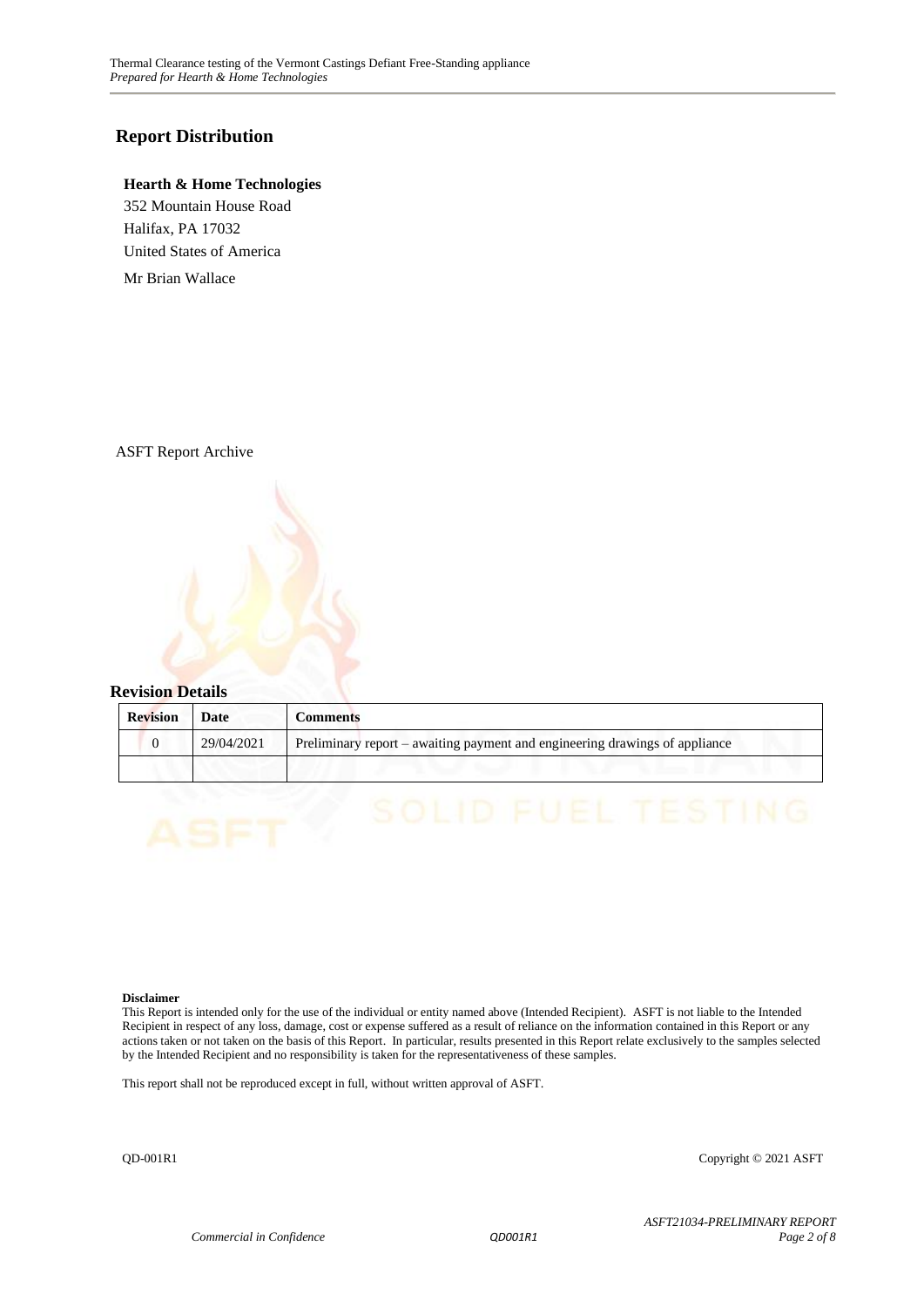## Report Distribution

**Hearth & Home Technologies**
352 Mountain House Road
Halifax, PA 17032
United States of America
Mr Brian Wallace

ASFT Report Archive

## Revision Details

| Revision | Date | Comments |
|---|---|---|
| 0 | 29/04/2021 | Preliminary report – awaiting payment and engineering drawings of appliance |
| | | |

**Disclaimer**
This Report is intended only for the use of the individual or entity named above (Intended Recipient). ASFT is not liable to the Intended Recipient in respect of any loss, damage, cost or expense suffered as a result of reliance on the information contained in this Report or any actions taken or not taken on the basis of this Report. In particular, results presented in this Report relate exclusively to the samples selected by the Intended Recipient and no responsibility is taken for the representativeness of these samples.

This report shall not be reproduced except in full, without written approval of ASFT.

QD-001R1 Copyright © 2021 ASFT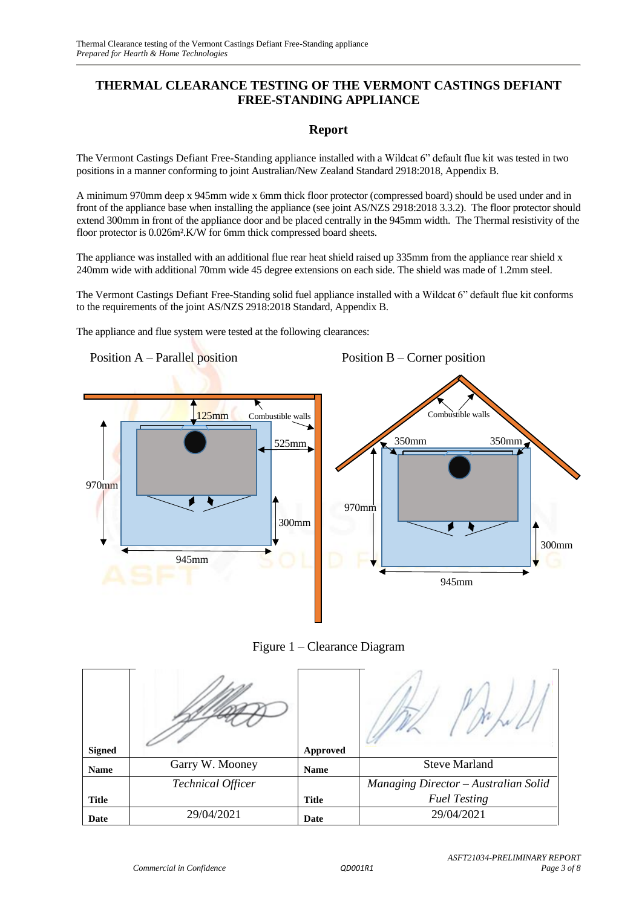# THERMAL CLEARANCE TESTING OF THE VERMONT CASTINGS DEFIANT FREE-STANDING APPLIANCE

## Report

The Vermont Castings Defiant Free-Standing appliance installed with a Wildcat 6" default flue kit was tested in two positions in a manner conforming to joint Australian/New Zealand Standard 2918:2018, Appendix B.

A minimum 970mm deep x 945mm wide x 6mm thick floor protector (compressed board) should be used under and in front of the appliance base when installing the appliance (see joint AS/NZS 2918:2018 3.3.2). The floor protector should extend 300mm in front of the appliance door and be placed centrally in the 945mm width. The Thermal resistivity of the floor protector is 0.026m²·K/W for 6mm thick compressed board sheets.

The appliance was installed with an additional flue rear heat shield raised up 335mm from the appliance rear shield x 240mm wide with additional 70mm wide 45 degree extensions on each side. The shield was made of 1.2mm steel.

The Vermont Castings Defiant Free-Standing solid fuel appliance installed with a Wildcat 6" default flue kit conforms to the requirements of the joint AS/NZS 2918:2018 Standard, Appendix B.

The appliance and flue system were tested at the following clearances:

Position A – Parallel position

Position B – Corner position

Position A: Combustible walls; 125mm; 525mm; 970mm; 300mm; 945mm

Position B: Combustible walls; 350mm; 350mm; 970mm; 300mm; 945mm

Figure 1 – Clearance Diagram

| | | | |
|---|---|---|---|
| **Signed** | | **Approved** | |
| **Name** | Garry W. Mooney | **Name** | Steve Marland |
| **Title** | *Technical Officer* | **Title** | *Managing Director – Australian Solid Fuel Testing* |
| **Date** | 29/04/2021 | **Date** | 29/04/2021 |

*Commercial in Confidence* QD001R1 *ASFT21034-PRELIMINARY REPORT*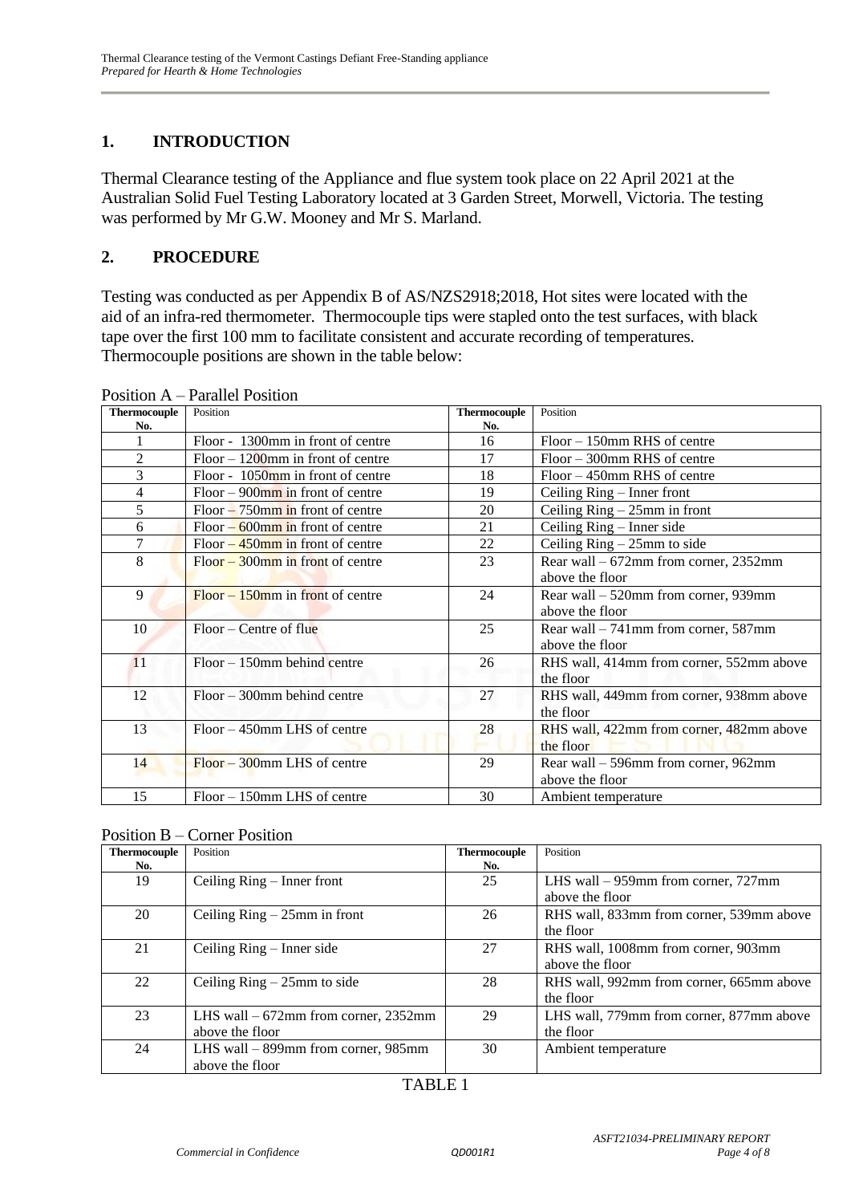## 1. INTRODUCTION

Thermal Clearance testing of the Appliance and flue system took place on 22 April 2021 at the Australian Solid Fuel Testing Laboratory located at 3 Garden Street, Morwell, Victoria. The testing was performed by Mr G.W. Mooney and Mr S. Marland.

## 2. PROCEDURE

Testing was conducted as per Appendix B of AS/NZS2918;2018, Hot sites were located with the aid of an infra-red thermometer. Thermocouple tips were stapled onto the test surfaces, with black tape over the first 100 mm to facilitate consistent and accurate recording of temperatures. Thermocouple positions are shown in the table below:

Position A – Parallel Position

| Thermocouple No. | Position | Thermocouple No. | Position |
|---|---|---|---|
| 1 | Floor - 1300mm in front of centre | 16 | Floor – 150mm RHS of centre |
| 2 | Floor – 1200mm in front of centre | 17 | Floor – 300mm RHS of centre |
| 3 | Floor - 1050mm in front of centre | 18 | Floor – 450mm RHS of centre |
| 4 | Floor – 900mm in front of centre | 19 | Ceiling Ring – Inner front |
| 5 | Floor – 750mm in front of centre | 20 | Ceiling Ring – 25mm in front |
| 6 | Floor – 600mm in front of centre | 21 | Ceiling Ring – Inner side |
| 7 | Floor – 450mm in front of centre | 22 | Ceiling Ring – 25mm to side |
| 8 | Floor – 300mm in front of centre | 23 | Rear wall – 672mm from corner, 2352mm above the floor |
| 9 | Floor – 150mm in front of centre | 24 | Rear wall – 520mm from corner, 939mm above the floor |
| 10 | Floor – Centre of flue | 25 | Rear wall – 741mm from corner, 587mm above the floor |
| 11 | Floor – 150mm behind centre | 26 | RHS wall, 414mm from corner, 552mm above the floor |
| 12 | Floor – 300mm behind centre | 27 | RHS wall, 449mm from corner, 938mm above the floor |
| 13 | Floor – 450mm LHS of centre | 28 | RHS wall, 422mm from corner, 482mm above the floor |
| 14 | Floor – 300mm LHS of centre | 29 | Rear wall – 596mm from corner, 962mm above the floor |
| 15 | Floor – 150mm LHS of centre | 30 | Ambient temperature |

Position B – Corner Position

| Thermocouple No. | Position | Thermocouple No. | Position |
|---|---|---|---|
| 19 | Ceiling Ring – Inner front | 25 | LHS wall – 959mm from corner, 727mm above the floor |
| 20 | Ceiling Ring – 25mm in front | 26 | RHS wall, 833mm from corner, 539mm above the floor |
| 21 | Ceiling Ring – Inner side | 27 | RHS wall, 1008mm from corner, 903mm above the floor |
| 22 | Ceiling Ring – 25mm to side | 28 | RHS wall, 992mm from corner, 665mm above the floor |
| 23 | LHS wall – 672mm from corner, 2352mm above the floor | 29 | LHS wall, 779mm from corner, 877mm above the floor |
| 24 | LHS wall – 899mm from corner, 985mm above the floor | 30 | Ambient temperature |

TABLE 1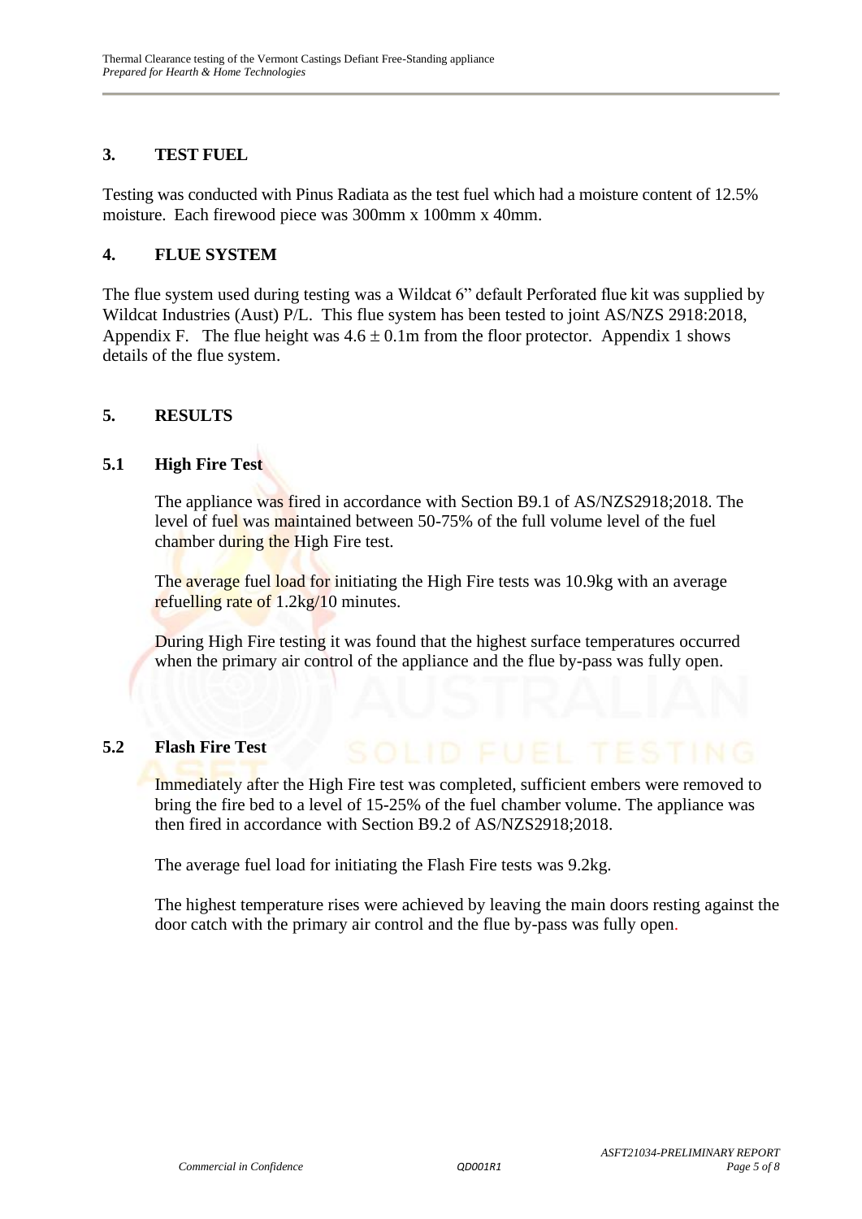## 3. TEST FUEL

Testing was conducted with Pinus Radiata as the test fuel which had a moisture content of 12.5% moisture. Each firewood piece was 300mm x 100mm x 40mm.

## 4. FLUE SYSTEM

The flue system used during testing was a Wildcat 6" default Perforated flue kit was supplied by Wildcat Industries (Aust) P/L. This flue system has been tested to joint AS/NZS 2918:2018, Appendix F. The flue height was 4.6 ± 0.1m from the floor protector. Appendix 1 shows details of the flue system.

## 5. RESULTS

### 5.1 High Fire Test

The appliance was fired in accordance with Section B9.1 of AS/NZS2918;2018. The level of fuel was maintained between 50-75% of the full volume level of the fuel chamber during the High Fire test.

The average fuel load for initiating the High Fire tests was 10.9kg with an average refuelling rate of 1.2kg/10 minutes.

During High Fire testing it was found that the highest surface temperatures occurred when the primary air control of the appliance and the flue by-pass was fully open.

### 5.2 Flash Fire Test

Immediately after the High Fire test was completed, sufficient embers were removed to bring the fire bed to a level of 15-25% of the fuel chamber volume. The appliance was then fired in accordance with Section B9.2 of AS/NZS2918;2018.

The average fuel load for initiating the Flash Fire tests was 9.2kg.

The highest temperature rises were achieved by leaving the main doors resting against the door catch with the primary air control and the flue by-pass was fully open.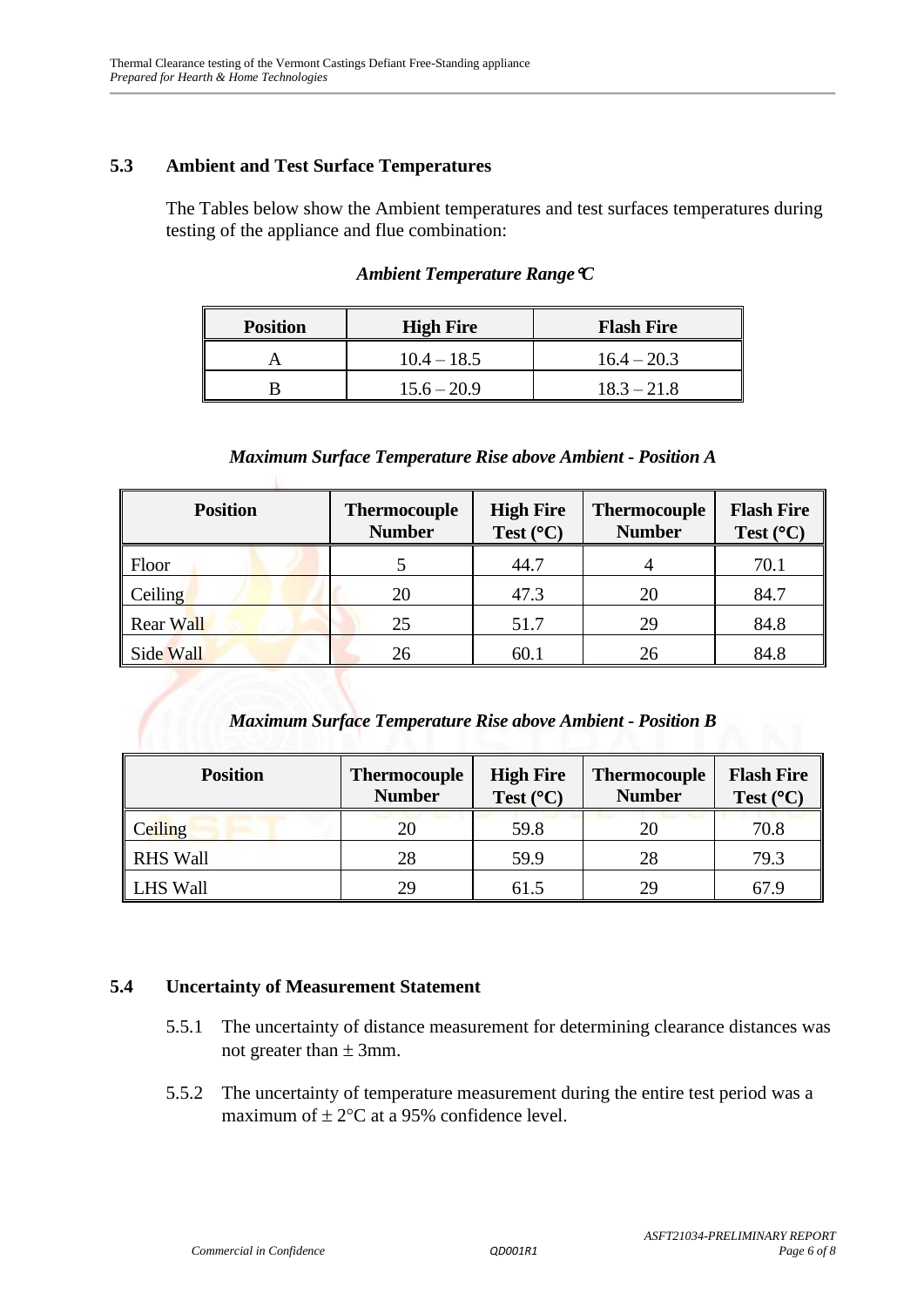## 5.3 Ambient and Test Surface Temperatures

The Tables below show the Ambient temperatures and test surfaces temperatures during testing of the appliance and flue combination:

***Ambient Temperature Range °C***

| Position | High Fire | Flash Fire |
|---|---|---|
| A | 10.4 – 18.5 | 16.4 – 20.3 |
| B | 15.6 – 20.9 | 18.3 – 21.8 |

***Maximum Surface Temperature Rise above Ambient - Position A***

| Position | Thermocouple Number | High Fire Test (°C) | Thermocouple Number | Flash Fire Test (°C) |
|---|---|---|---|---|
| Floor | 5 | 44.7 | 4 | 70.1 |
| Ceiling | 20 | 47.3 | 20 | 84.7 |
| Rear Wall | 25 | 51.7 | 29 | 84.8 |
| Side Wall | 26 | 60.1 | 26 | 84.8 |

***Maximum Surface Temperature Rise above Ambient - Position B***

| Position | Thermocouple Number | High Fire Test (°C) | Thermocouple Number | Flash Fire Test (°C) |
|---|---|---|---|---|
| Ceiling | 20 | 59.8 | 20 | 70.8 |
| RHS Wall | 28 | 59.9 | 28 | 79.3 |
| LHS Wall | 29 | 61.5 | 29 | 67.9 |

## 5.4 Uncertainty of Measurement Statement

5.5.1 The uncertainty of distance measurement for determining clearance distances was not greater than ± 3mm.

5.5.2 The uncertainty of temperature measurement during the entire test period was a maximum of ± 2°C at a 95% confidence level.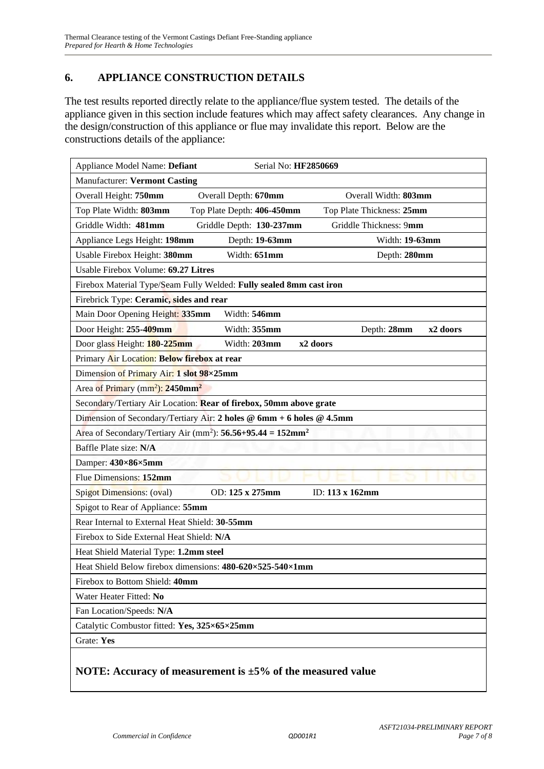## 6. APPLIANCE CONSTRUCTION DETAILS

The test results reported directly relate to the appliance/flue system tested. The details of the appliance given in this section include features which may affect safety clearances. Any change in the design/construction of this appliance or flue may invalidate this report. Below are the constructions details of the appliance:

| | | | |
|---|---|---|---|
| Appliance Model Name: **Defiant** | Serial No: **HF2850669** | | |
| Manufacturer: **Vermont Casting** | | | |
| Overall Height: **750mm** | Overall Depth: **670mm** | Overall Width: **803mm** | |
| Top Plate Width: **803mm** | Top Plate Depth: **406-450mm** | Top Plate Thickness: **25mm** | |
| Griddle Width: **481mm** | Griddle Depth: **130-237mm** | Griddle Thickness: 9**mm** | |
| Appliance Legs Height: **198mm** | Depth: **19-63mm** | Width: **19-63mm** | |
| Usable Firebox Height: **380mm** | Width: **651mm** | Depth: **280mm** | |
| Usable Firebox Volume: **69.27 Litres** | | | |
| Firebox Material Type/Seam Fully Welded: **Fully sealed 8mm cast iron** | | | |
| Firebrick Type: **Ceramic, sides and rear** | | | |
| Main Door Opening Height: **335mm** | Width: **546mm** | | |
| Door Height: **255-409mm** | Width: **355mm** | Depth: **28mm** | **x2 doors** |
| Door glass Height: **180-225mm** | Width: **203mm** | **x2 doors** | |
| Primary Air Location: **Below firebox at rear** | | | |
| Dimension of Primary Air: **1 slot 98×25mm** | | | |
| Area of Primary ($mm^2$): **2450mm²** | | | |
| Secondary/Tertiary Air Location: **Rear of firebox, 50mm above grate** | | | |
| Dimension of Secondary/Tertiary Air: **2 holes @ 6mm + 6 holes @ 4.5mm** | | | |
| Area of Secondary/Tertiary Air ($mm^2$): **56.56+95.44 = 152mm²** | | | |
| Baffle Plate size: **N/A** | | | |
| Damper: **430×86×5mm** | | | |
| Flue Dimensions: **152mm** | | | |
| Spigot Dimensions: (oval) | OD: **125 x 275mm** | ID: **113 x 162mm** | |
| Spigot to Rear of Appliance: **55mm** | | | |
| Rear Internal to External Heat Shield: **30-55mm** | | | |
| Firebox to Side External Heat Shield: **N/A** | | | |
| Heat Shield Material Type: **1.2mm steel** | | | |
| Heat Shield Below firebox dimensions: **480-620×525-540×1mm** | | | |
| Firebox to Bottom Shield: **40mm** | | | |
| Water Heater Fitted: **No** | | | |
| Fan Location/Speeds: **N/A** | | | |
| Catalytic Combustor fitted: **Yes, 325×65×25mm** | | | |
| Grate: **Yes** | | | |

**NOTE: Accuracy of measurement is ±5% of the measured value**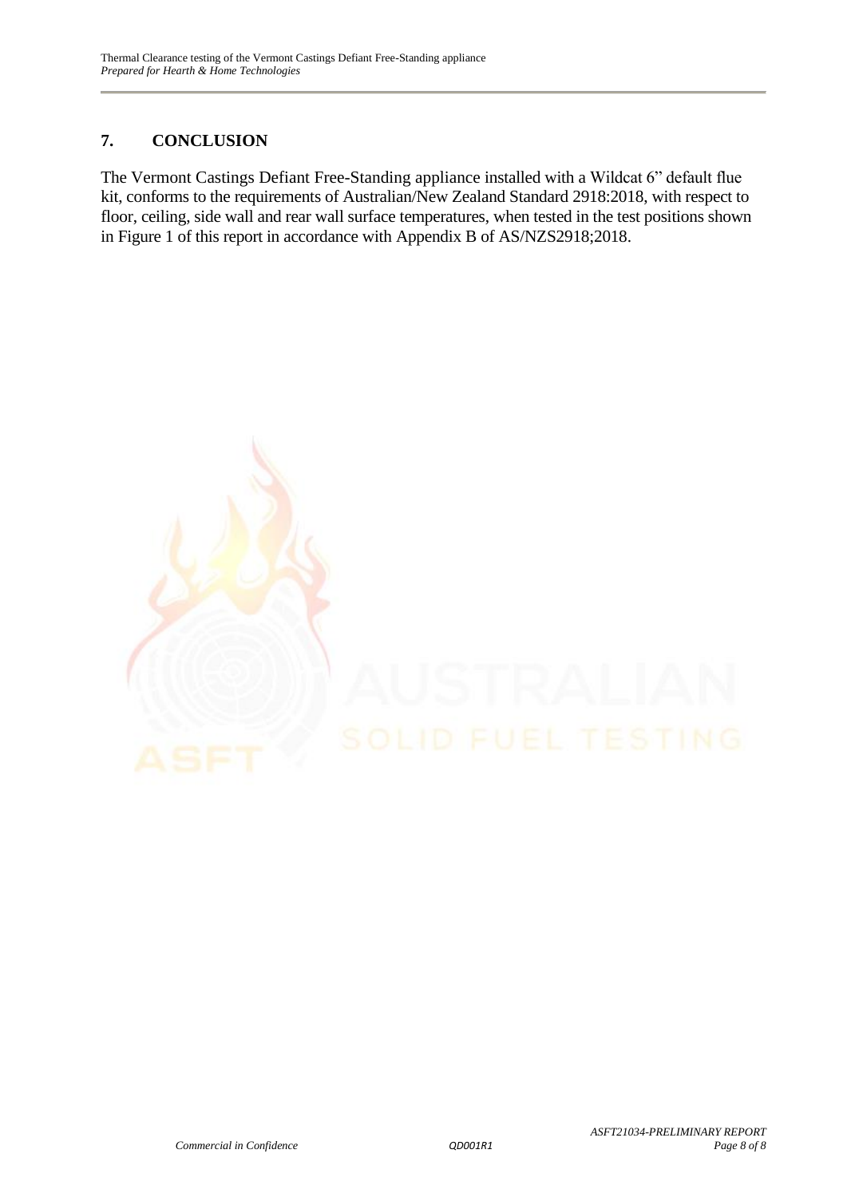## 7. CONCLUSION

The Vermont Castings Defiant Free-Standing appliance installed with a Wildcat 6" default flue kit, conforms to the requirements of Australian/New Zealand Standard 2918:2018, with respect to floor, ceiling, side wall and rear wall surface temperatures, when tested in the test positions shown in Figure 1 of this report in accordance with Appendix B of AS/NZS2918;2018.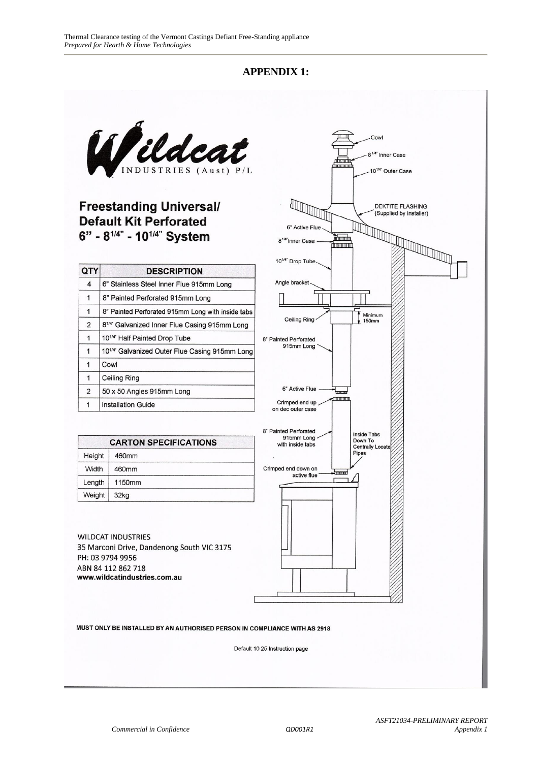## APPENDIX 1:

Wildcat INDUSTRIES (Aust) P/L

### Freestanding Universal/ Default Kit Perforated 6" - $8^{1/4}$" - $10^{1/4}$" System

| QTY | DESCRIPTION |
|---|---|
| 4 | 6" Stainless Steel Inner Flue 915mm Long |
| 1 | 8" Painted Perforated 915mm Long |
| 1 | 8" Painted Perforated 915mm Long with inside tabs |
| 2 | $8^{1/4}$" Galvanized Inner Flue Casing 915mm Long |
| 1 | $10^{1/4}$" Half Painted Drop Tube |
| 1 | $10^{1/4}$" Galvanized Outer Flue Casing 915mm Long |
| 1 | Cowl |
| 1 | Ceiling Ring |
| 2 | 50 x 50 Angles 915mm Long |
| 1 | Installation Guide |

| CARTON SPECIFICATIONS | |
|---|---|
| Height | 460mm |
| Width | 460mm |
| Length | 1150mm |
| Weight | 32kg |

WILDCAT INDUSTRIES
35 Marconi Drive, Dandenong South VIC 3175
PH: 03 9794 9956
ABN 84 112 862 718
**www.wildcatindustries.com.au**

Cowl
$8^{1/4}$" Inner Case
$10^{1/4}$" Outer Case
DEKTITE FLASHING (Supplied by Installer)
6" Active Flue
$8^{1/4}$" Inner Case
$10^{1/4}$" Drop Tube
Angle bracket
Ceiling Ring
Minimum 150mm
8" Painted Perforated 915mm Long
6" Active Flue
Crimped end up on dec outer case
8" Painted Perforated 915mm Long with inside tabs
Inside Tabs Down To Centrally Locate Pipes
Crimped end down on active flue

**MUST ONLY BE INSTALLED BY AN AUTHORISED PERSON IN COMPLIANCE WITH AS 2918**

Default 10 25 Instruction page